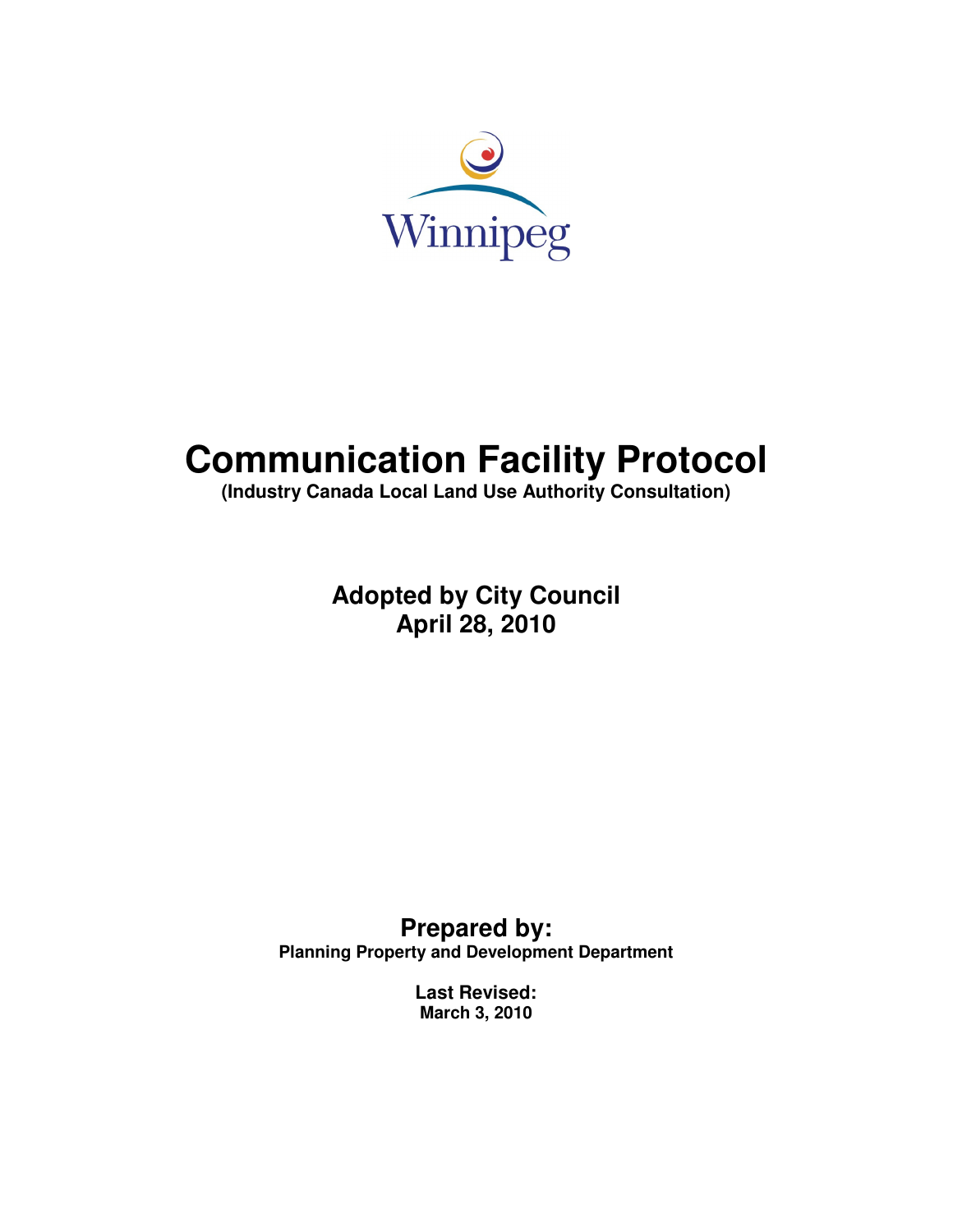Winnipeg

# Communication Facility Protocol

**(Industry Canada Local Land Use Authority Consultation)**

**Adopted by City Council**
**April 28, 2010**

**Prepared by:**
**Planning Property and Development Department**

**Last Revised:**
**March 3, 2010**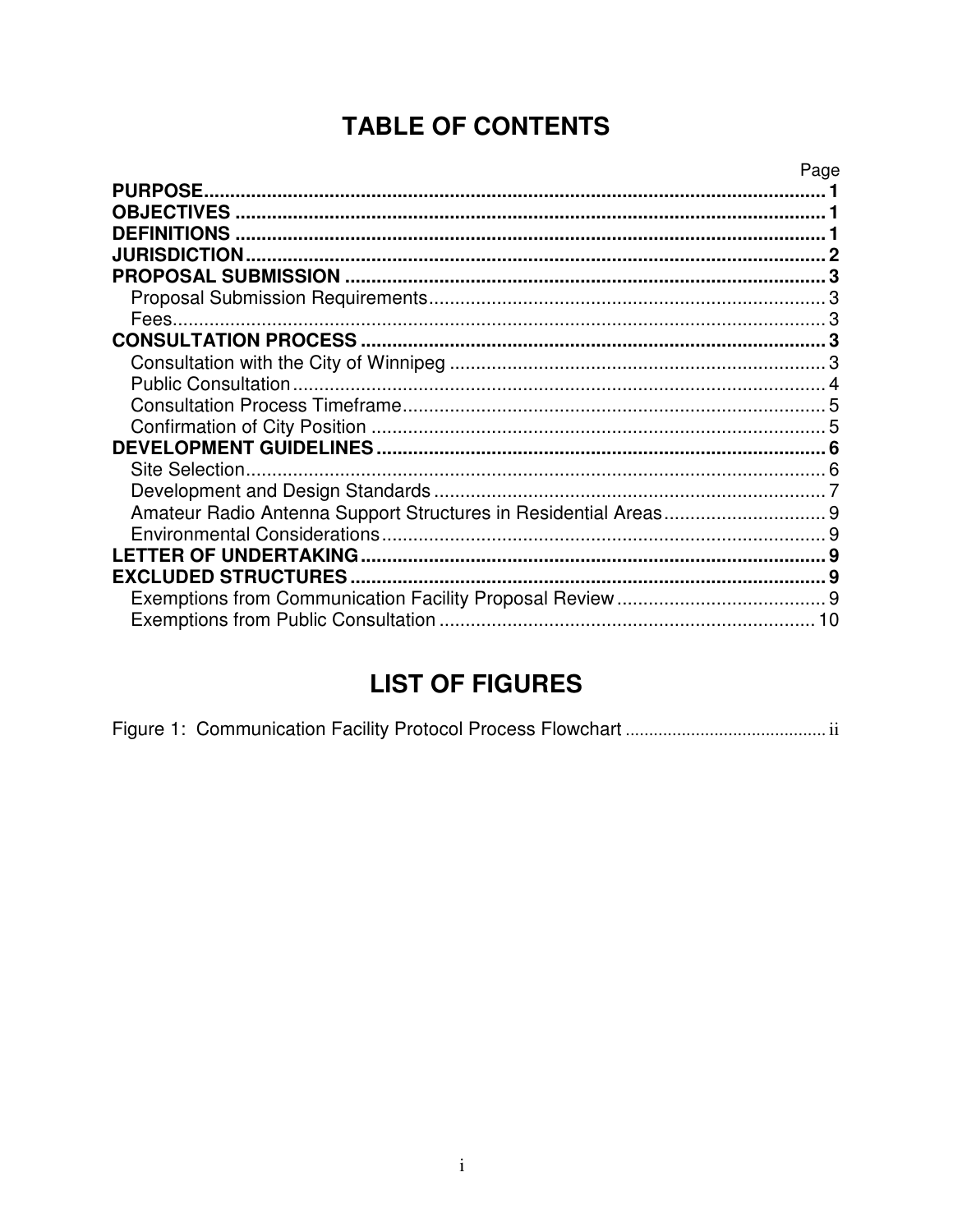# TABLE OF CONTENTS

| | Page |
|---|---|
| **PURPOSE** | **1** |
| **OBJECTIVES** | **1** |
| **DEFINITIONS** | **1** |
| **JURISDICTION** | **2** |
| **PROPOSAL SUBMISSION** | **3** |
| Proposal Submission Requirements | 3 |
| Fees | 3 |
| **CONSULTATION PROCESS** | **3** |
| Consultation with the City of Winnipeg | 3 |
| Public Consultation | 4 |
| Consultation Process Timeframe | 5 |
| Confirmation of City Position | 5 |
| **DEVELOPMENT GUIDELINES** | **6** |
| Site Selection | 6 |
| Development and Design Standards | 7 |
| Amateur Radio Antenna Support Structures in Residential Areas | 9 |
| Environmental Considerations | 9 |
| **LETTER OF UNDERTAKING** | **9** |
| **EXCLUDED STRUCTURES** | **9** |
| Exemptions from Communication Facility Proposal Review | 9 |
| Exemptions from Public Consultation | 10 |

# LIST OF FIGURES

| | |
|---|---|
| Figure 1: Communication Facility Protocol Process Flowchart | ii |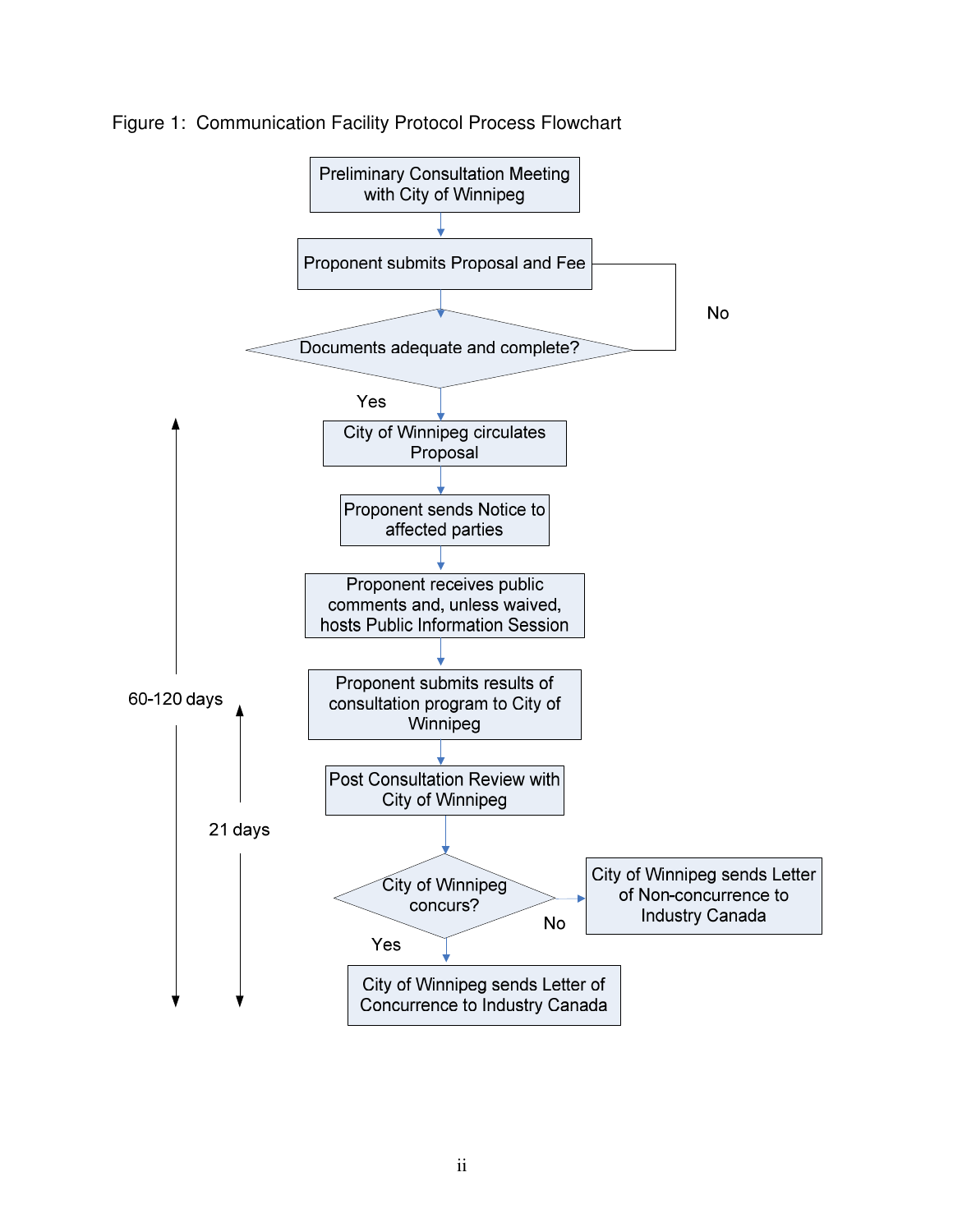Figure 1: Communication Facility Protocol Process Flowchart

Preliminary Consultation Meeting with City of Winnipeg

Proponent submits Proposal and Fee

Documents adequate and complete?

No

Yes

City of Winnipeg circulates Proposal

Proponent sends Notice to affected parties

Proponent receives public comments and, unless waived, hosts Public Information Session

Proponent submits results of consultation program to City of Winnipeg

Post Consultation Review with City of Winnipeg

City of Winnipeg concurs?

No

City of Winnipeg sends Letter of Non-concurrence to Industry Canada

Yes

City of Winnipeg sends Letter of Concurrence to Industry Canada

60-120 days

21 days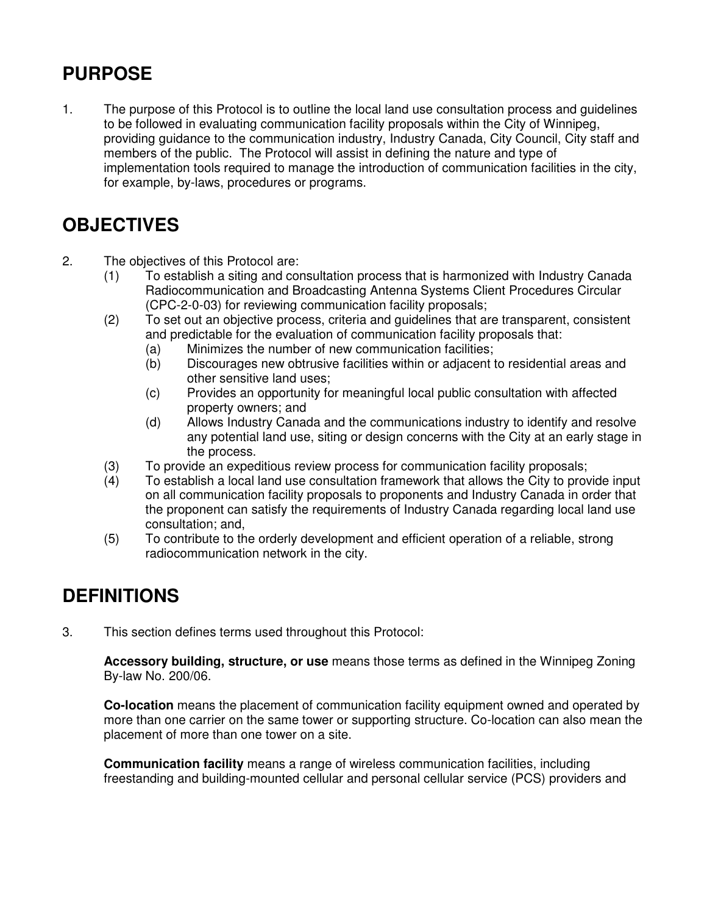## PURPOSE

1. The purpose of this Protocol is to outline the local land use consultation process and guidelines to be followed in evaluating communication facility proposals within the City of Winnipeg, providing guidance to the communication industry, Industry Canada, City Council, City staff and members of the public. The Protocol will assist in defining the nature and type of implementation tools required to manage the introduction of communication facilities in the city, for example, by-laws, procedures or programs.

## OBJECTIVES

2. The objectives of this Protocol are:
   (1) To establish a siting and consultation process that is harmonized with Industry Canada Radiocommunication and Broadcasting Antenna Systems Client Procedures Circular (CPC-2-0-03) for reviewing communication facility proposals;
   (2) To set out an objective process, criteria and guidelines that are transparent, consistent and predictable for the evaluation of communication facility proposals that:
      (a) Minimizes the number of new communication facilities;
      (b) Discourages new obtrusive facilities within or adjacent to residential areas and other sensitive land uses;
      (c) Provides an opportunity for meaningful local public consultation with affected property owners; and
      (d) Allows Industry Canada and the communications industry to identify and resolve any potential land use, siting or design concerns with the City at an early stage in the process.
   (3) To provide an expeditious review process for communication facility proposals;
   (4) To establish a local land use consultation framework that allows the City to provide input on all communication facility proposals to proponents and Industry Canada in order that the proponent can satisfy the requirements of Industry Canada regarding local land use consultation; and,
   (5) To contribute to the orderly development and efficient operation of a reliable, strong radiocommunication network in the city.

## DEFINITIONS

3. This section defines terms used throughout this Protocol:

   **Accessory building, structure, or use** means those terms as defined in the Winnipeg Zoning By-law No. 200/06.

   **Co-location** means the placement of communication facility equipment owned and operated by more than one carrier on the same tower or supporting structure. Co-location can also mean the placement of more than one tower on a site.

   **Communication facility** means a range of wireless communication facilities, including freestanding and building-mounted cellular and personal cellular service (PCS) providers and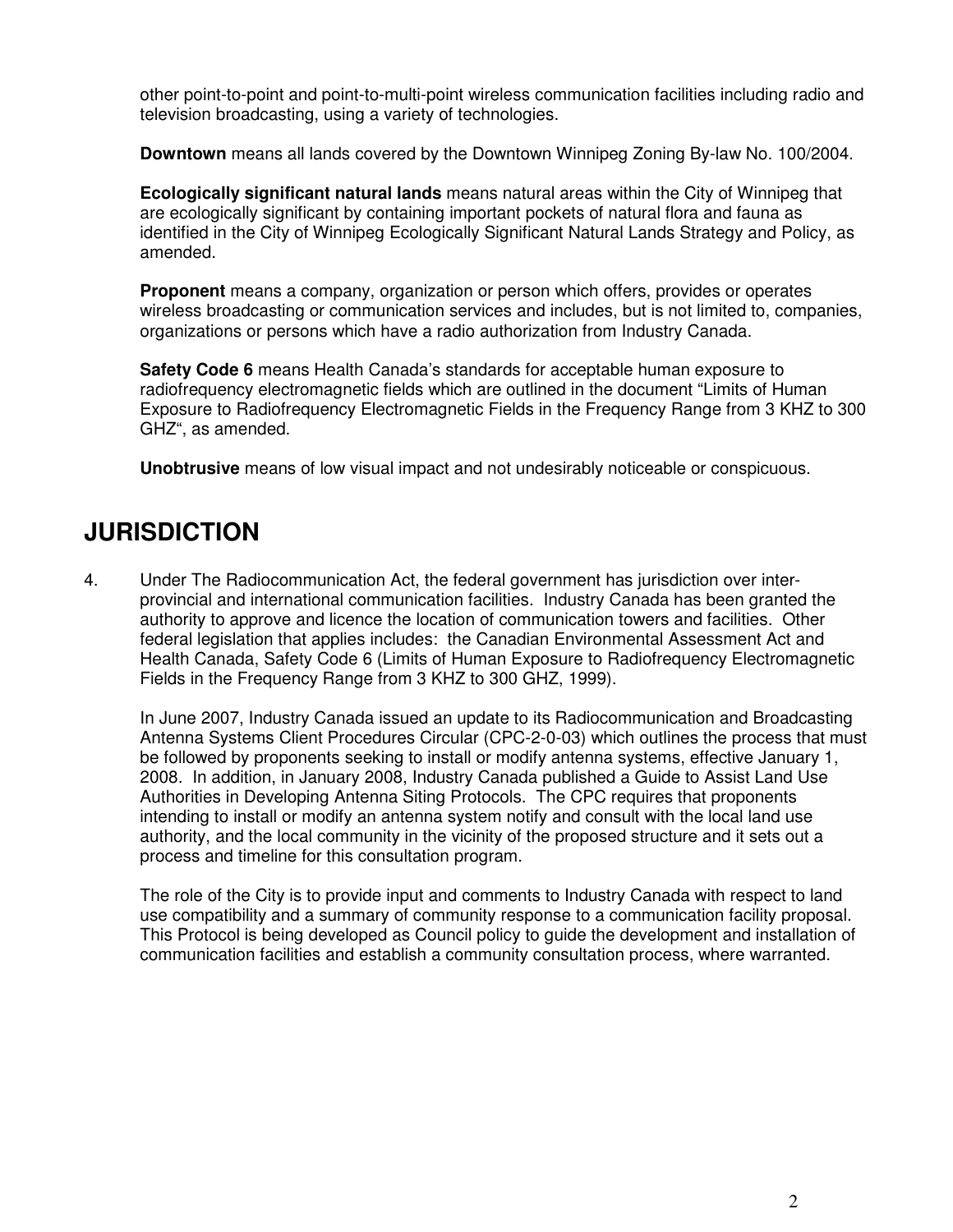other point-to-point and point-to-multi-point wireless communication facilities including radio and television broadcasting, using a variety of technologies.

**Downtown** means all lands covered by the Downtown Winnipeg Zoning By-law No. 100/2004.

**Ecologically significant natural lands** means natural areas within the City of Winnipeg that are ecologically significant by containing important pockets of natural flora and fauna as identified in the City of Winnipeg Ecologically Significant Natural Lands Strategy and Policy, as amended.

**Proponent** means a company, organization or person which offers, provides or operates wireless broadcasting or communication services and includes, but is not limited to, companies, organizations or persons which have a radio authorization from Industry Canada.

**Safety Code 6** means Health Canada's standards for acceptable human exposure to radiofrequency electromagnetic fields which are outlined in the document "Limits of Human Exposure to Radiofrequency Electromagnetic Fields in the Frequency Range from 3 KHZ to 300 GHZ", as amended.

**Unobtrusive** means of low visual impact and not undesirably noticeable or conspicuous.

# JURISDICTION

4. Under The Radiocommunication Act, the federal government has jurisdiction over inter-provincial and international communication facilities. Industry Canada has been granted the authority to approve and licence the location of communication towers and facilities. Other federal legislation that applies includes: the Canadian Environmental Assessment Act and Health Canada, Safety Code 6 (Limits of Human Exposure to Radiofrequency Electromagnetic Fields in the Frequency Range from 3 KHZ to 300 GHZ, 1999).

   In June 2007, Industry Canada issued an update to its Radiocommunication and Broadcasting Antenna Systems Client Procedures Circular (CPC-2-0-03) which outlines the process that must be followed by proponents seeking to install or modify antenna systems, effective January 1, 2008. In addition, in January 2008, Industry Canada published a Guide to Assist Land Use Authorities in Developing Antenna Siting Protocols. The CPC requires that proponents intending to install or modify an antenna system notify and consult with the local land use authority, and the local community in the vicinity of the proposed structure and it sets out a process and timeline for this consultation program.

   The role of the City is to provide input and comments to Industry Canada with respect to land use compatibility and a summary of community response to a communication facility proposal. This Protocol is being developed as Council policy to guide the development and installation of communication facilities and establish a community consultation process, where warranted.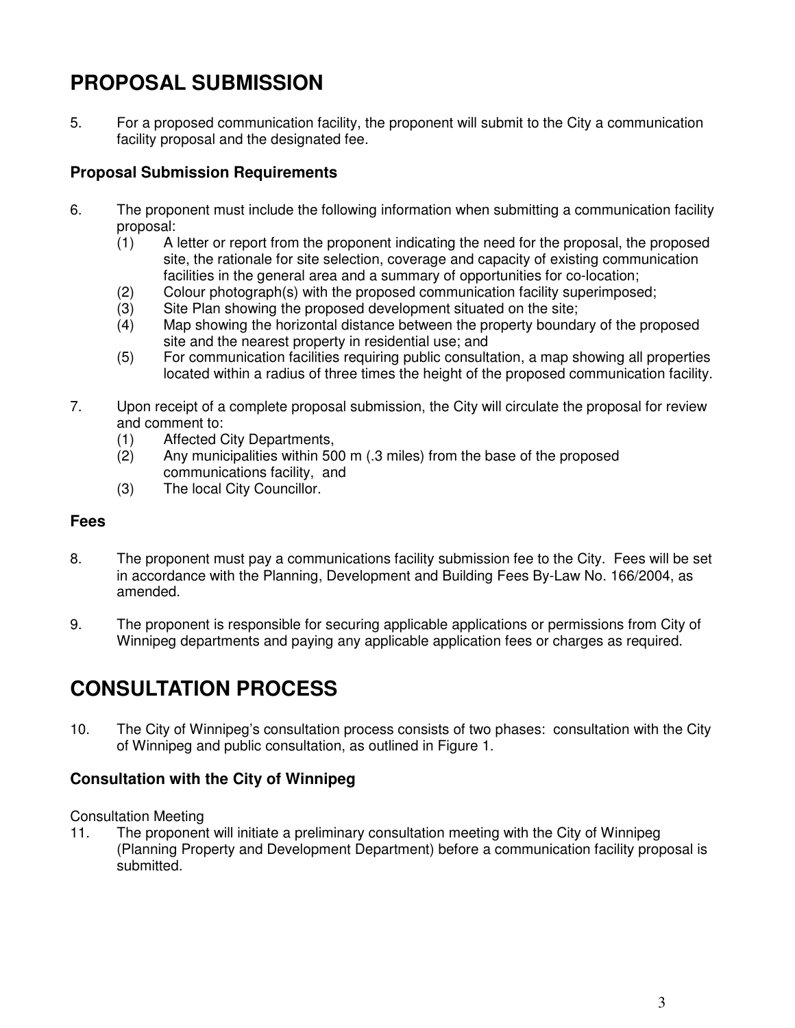# PROPOSAL SUBMISSION

5. For a proposed communication facility, the proponent will submit to the City a communication facility proposal and the designated fee.

### Proposal Submission Requirements

6. The proponent must include the following information when submitting a communication facility proposal:
   (1) A letter or report from the proponent indicating the need for the proposal, the proposed site, the rationale for site selection, coverage and capacity of existing communication facilities in the general area and a summary of opportunities for co-location;
   (2) Colour photograph(s) with the proposed communication facility superimposed;
   (3) Site Plan showing the proposed development situated on the site;
   (4) Map showing the horizontal distance between the property boundary of the proposed site and the nearest property in residential use; and
   (5) For communication facilities requiring public consultation, a map showing all properties located within a radius of three times the height of the proposed communication facility.

7. Upon receipt of a complete proposal submission, the City will circulate the proposal for review and comment to:
   (1) Affected City Departments,
   (2) Any municipalities within 500 m (.3 miles) from the base of the proposed communications facility, and
   (3) The local City Councillor.

### Fees

8. The proponent must pay a communications facility submission fee to the City. Fees will be set in accordance with the Planning, Development and Building Fees By-Law No. 166/2004, as amended.

9. The proponent is responsible for securing applicable applications or permissions from City of Winnipeg departments and paying any applicable application fees or charges as required.

# CONSULTATION PROCESS

10. The City of Winnipeg's consultation process consists of two phases: consultation with the City of Winnipeg and public consultation, as outlined in Figure 1.

### Consultation with the City of Winnipeg

Consultation Meeting

11. The proponent will initiate a preliminary consultation meeting with the City of Winnipeg (Planning Property and Development Department) before a communication facility proposal is submitted.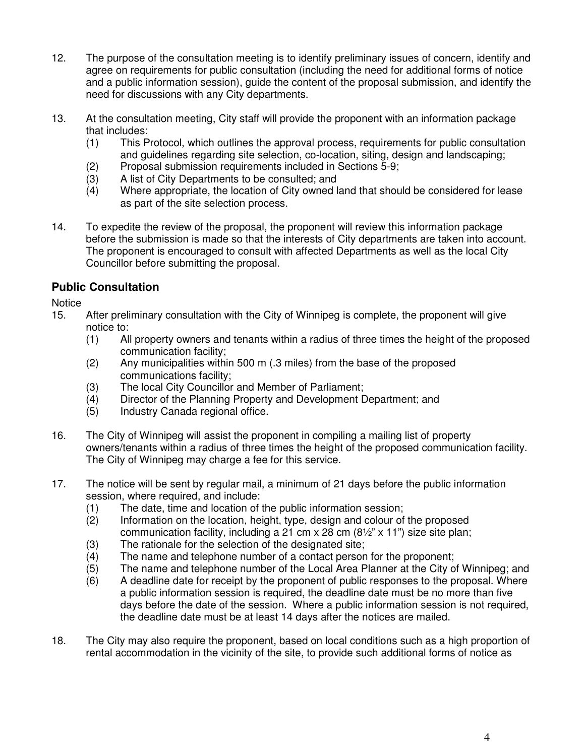12. The purpose of the consultation meeting is to identify preliminary issues of concern, identify and agree on requirements for public consultation (including the need for additional forms of notice and a public information session), guide the content of the proposal submission, and identify the need for discussions with any City departments.

13. At the consultation meeting, City staff will provide the proponent with an information package that includes:
    (1) This Protocol, which outlines the approval process, requirements for public consultation and guidelines regarding site selection, co-location, siting, design and landscaping;
    (2) Proposal submission requirements included in Sections 5-9;
    (3) A list of City Departments to be consulted; and
    (4) Where appropriate, the location of City owned land that should be considered for lease as part of the site selection process.

14. To expedite the review of the proposal, the proponent will review this information package before the submission is made so that the interests of City departments are taken into account. The proponent is encouraged to consult with affected Departments as well as the local City Councillor before submitting the proposal.

## Public Consultation

Notice

15. After preliminary consultation with the City of Winnipeg is complete, the proponent will give notice to:
    (1) All property owners and tenants within a radius of three times the height of the proposed communication facility;
    (2) Any municipalities within 500 m (.3 miles) from the base of the proposed communications facility;
    (3) The local City Councillor and Member of Parliament;
    (4) Director of the Planning Property and Development Department; and
    (5) Industry Canada regional office.

16. The City of Winnipeg will assist the proponent in compiling a mailing list of property owners/tenants within a radius of three times the height of the proposed communication facility. The City of Winnipeg may charge a fee for this service.

17. The notice will be sent by regular mail, a minimum of 21 days before the public information session, where required, and include:
    (1) The date, time and location of the public information session;
    (2) Information on the location, height, type, design and colour of the proposed communication facility, including a 21 cm x 28 cm (8½" x 11") size site plan;
    (3) The rationale for the selection of the designated site;
    (4) The name and telephone number of a contact person for the proponent;
    (5) The name and telephone number of the Local Area Planner at the City of Winnipeg; and
    (6) A deadline date for receipt by the proponent of public responses to the proposal. Where a public information session is required, the deadline date must be no more than five days before the date of the session. Where a public information session is not required, the deadline date must be at least 14 days after the notices are mailed.

18. The City may also require the proponent, based on local conditions such as a high proportion of rental accommodation in the vicinity of the site, to provide such additional forms of notice as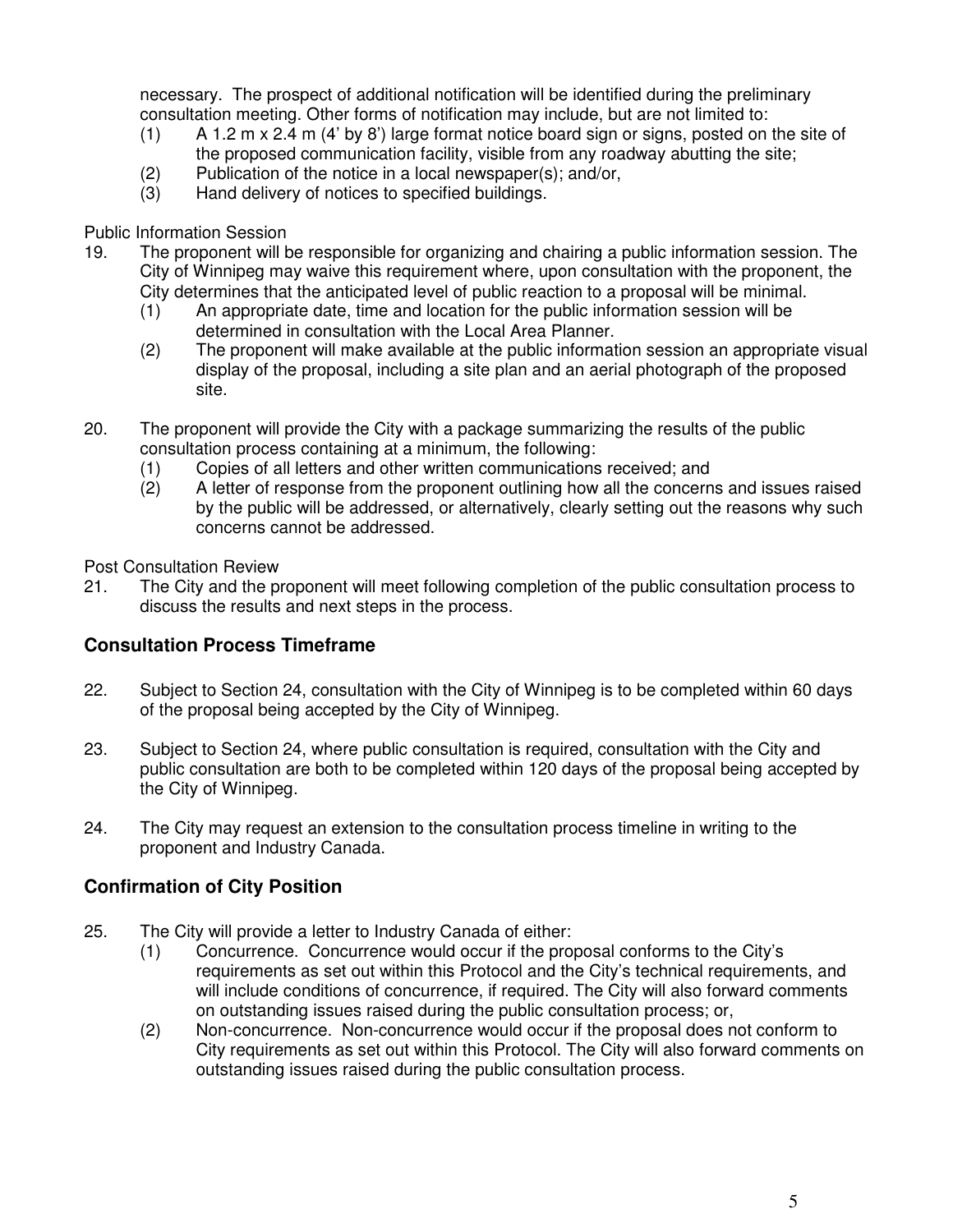necessary. The prospect of additional notification will be identified during the preliminary consultation meeting. Other forms of notification may include, but are not limited to:

(1) A 1.2 m x 2.4 m (4' by 8') large format notice board sign or signs, posted on the site of the proposed communication facility, visible from any roadway abutting the site;

(2) Publication of the notice in a local newspaper(s); and/or,

(3) Hand delivery of notices to specified buildings.

Public Information Session

19. The proponent will be responsible for organizing and chairing a public information session. The City of Winnipeg may waive this requirement where, upon consultation with the proponent, the City determines that the anticipated level of public reaction to a proposal will be minimal.

    (1) An appropriate date, time and location for the public information session will be determined in consultation with the Local Area Planner.

    (2) The proponent will make available at the public information session an appropriate visual display of the proposal, including a site plan and an aerial photograph of the proposed site.

20. The proponent will provide the City with a package summarizing the results of the public consultation process containing at a minimum, the following:

    (1) Copies of all letters and other written communications received; and

    (2) A letter of response from the proponent outlining how all the concerns and issues raised by the public will be addressed, or alternatively, clearly setting out the reasons why such concerns cannot be addressed.

Post Consultation Review

21. The City and the proponent will meet following completion of the public consultation process to discuss the results and next steps in the process.

## Consultation Process Timeframe

22. Subject to Section 24, consultation with the City of Winnipeg is to be completed within 60 days of the proposal being accepted by the City of Winnipeg.

23. Subject to Section 24, where public consultation is required, consultation with the City and public consultation are both to be completed within 120 days of the proposal being accepted by the City of Winnipeg.

24. The City may request an extension to the consultation process timeline in writing to the proponent and Industry Canada.

## Confirmation of City Position

25. The City will provide a letter to Industry Canada of either:

    (1) Concurrence. Concurrence would occur if the proposal conforms to the City's requirements as set out within this Protocol and the City's technical requirements, and will include conditions of concurrence, if required. The City will also forward comments on outstanding issues raised during the public consultation process; or,

    (2) Non-concurrence. Non-concurrence would occur if the proposal does not conform to City requirements as set out within this Protocol. The City will also forward comments on outstanding issues raised during the public consultation process.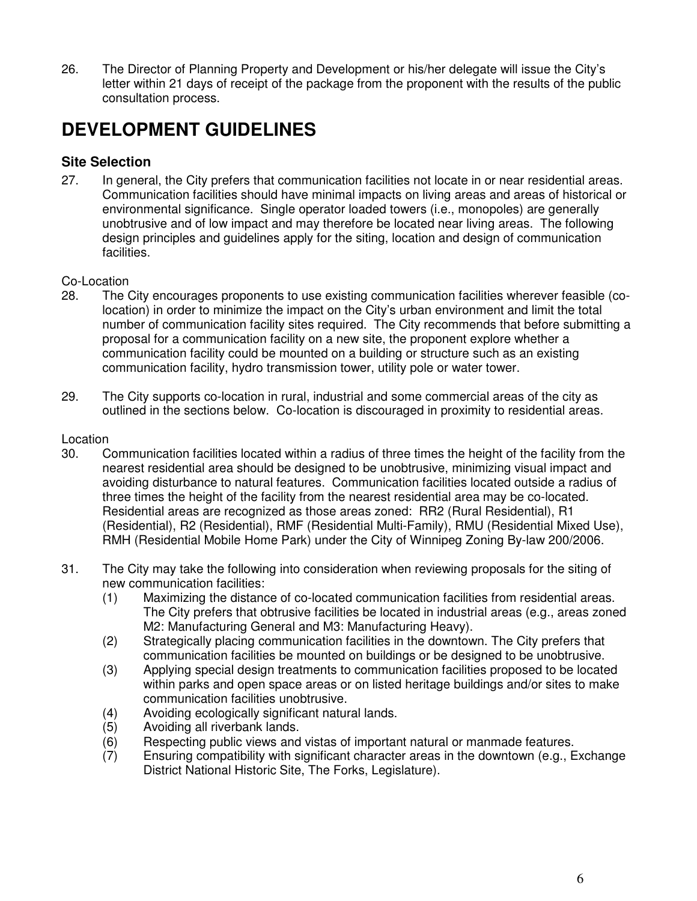26. The Director of Planning Property and Development or his/her delegate will issue the City's letter within 21 days of receipt of the package from the proponent with the results of the public consultation process.

# DEVELOPMENT GUIDELINES

## Site Selection

27. In general, the City prefers that communication facilities not locate in or near residential areas. Communication facilities should have minimal impacts on living areas and areas of historical or environmental significance. Single operator loaded towers (i.e., monopoles) are generally unobtrusive and of low impact and may therefore be located near living areas. The following design principles and guidelines apply for the siting, location and design of communication facilities.

Co-Location

28. The City encourages proponents to use existing communication facilities wherever feasible (co-location) in order to minimize the impact on the City's urban environment and limit the total number of communication facility sites required. The City recommends that before submitting a proposal for a communication facility on a new site, the proponent explore whether a communication facility could be mounted on a building or structure such as an existing communication facility, hydro transmission tower, utility pole or water tower.

29. The City supports co-location in rural, industrial and some commercial areas of the city as outlined in the sections below. Co-location is discouraged in proximity to residential areas.

Location

30. Communication facilities located within a radius of three times the height of the facility from the nearest residential area should be designed to be unobtrusive, minimizing visual impact and avoiding disturbance to natural features. Communication facilities located outside a radius of three times the height of the facility from the nearest residential area may be co-located. Residential areas are recognized as those areas zoned: RR2 (Rural Residential), R1 (Residential), R2 (Residential), RMF (Residential Multi-Family), RMU (Residential Mixed Use), RMH (Residential Mobile Home Park) under the City of Winnipeg Zoning By-law 200/2006.

31. The City may take the following into consideration when reviewing proposals for the siting of new communication facilities:
    (1) Maximizing the distance of co-located communication facilities from residential areas. The City prefers that obtrusive facilities be located in industrial areas (e.g., areas zoned M2: Manufacturing General and M3: Manufacturing Heavy).
    (2) Strategically placing communication facilities in the downtown. The City prefers that communication facilities be mounted on buildings or be designed to be unobtrusive.
    (3) Applying special design treatments to communication facilities proposed to be located within parks and open space areas or on listed heritage buildings and/or sites to make communication facilities unobtrusive.
    (4) Avoiding ecologically significant natural lands.
    (5) Avoiding all riverbank lands.
    (6) Respecting public views and vistas of important natural or manmade features.
    (7) Ensuring compatibility with significant character areas in the downtown (e.g., Exchange District National Historic Site, The Forks, Legislature).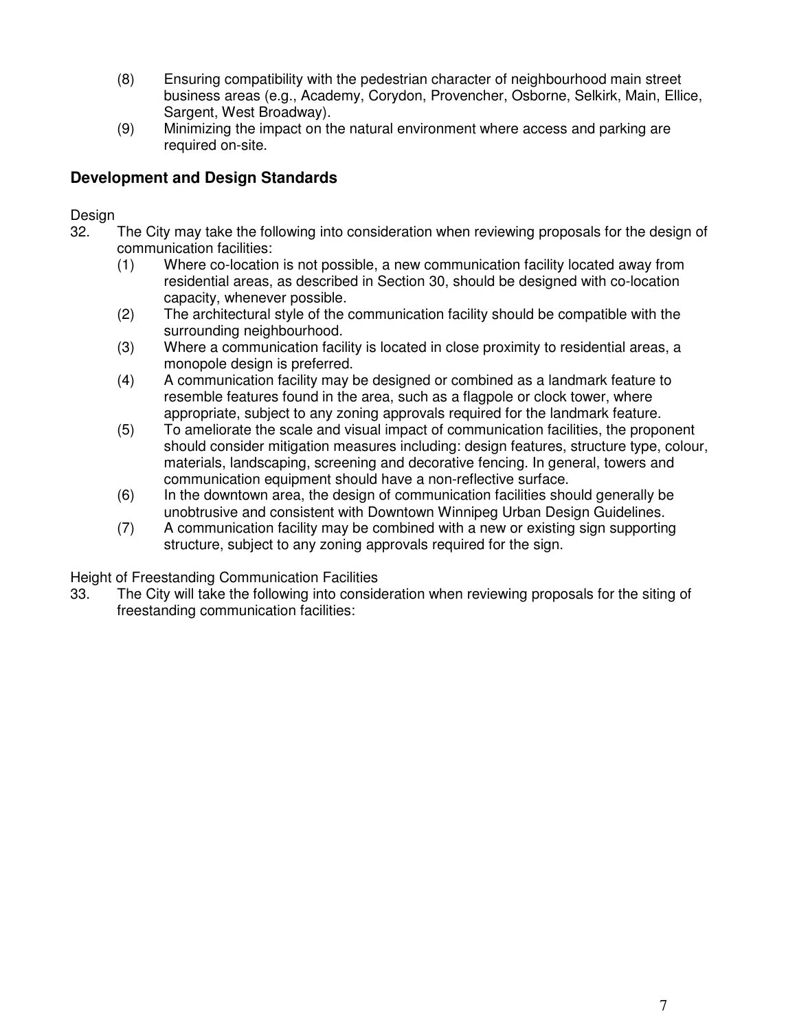(8) Ensuring compatibility with the pedestrian character of neighbourhood main street business areas (e.g., Academy, Corydon, Provencher, Osborne, Selkirk, Main, Ellice, Sargent, West Broadway).

(9) Minimizing the impact on the natural environment where access and parking are required on-site.

## Development and Design Standards

Design

32. The City may take the following into consideration when reviewing proposals for the design of communication facilities:

    (1) Where co-location is not possible, a new communication facility located away from residential areas, as described in Section 30, should be designed with co-location capacity, whenever possible.

    (2) The architectural style of the communication facility should be compatible with the surrounding neighbourhood.

    (3) Where a communication facility is located in close proximity to residential areas, a monopole design is preferred.

    (4) A communication facility may be designed or combined as a landmark feature to resemble features found in the area, such as a flagpole or clock tower, where appropriate, subject to any zoning approvals required for the landmark feature.

    (5) To ameliorate the scale and visual impact of communication facilities, the proponent should consider mitigation measures including: design features, structure type, colour, materials, landscaping, screening and decorative fencing. In general, towers and communication equipment should have a non-reflective surface.

    (6) In the downtown area, the design of communication facilities should generally be unobtrusive and consistent with Downtown Winnipeg Urban Design Guidelines.

    (7) A communication facility may be combined with a new or existing sign supporting structure, subject to any zoning approvals required for the sign.

Height of Freestanding Communication Facilities

33. The City will take the following into consideration when reviewing proposals for the siting of freestanding communication facilities: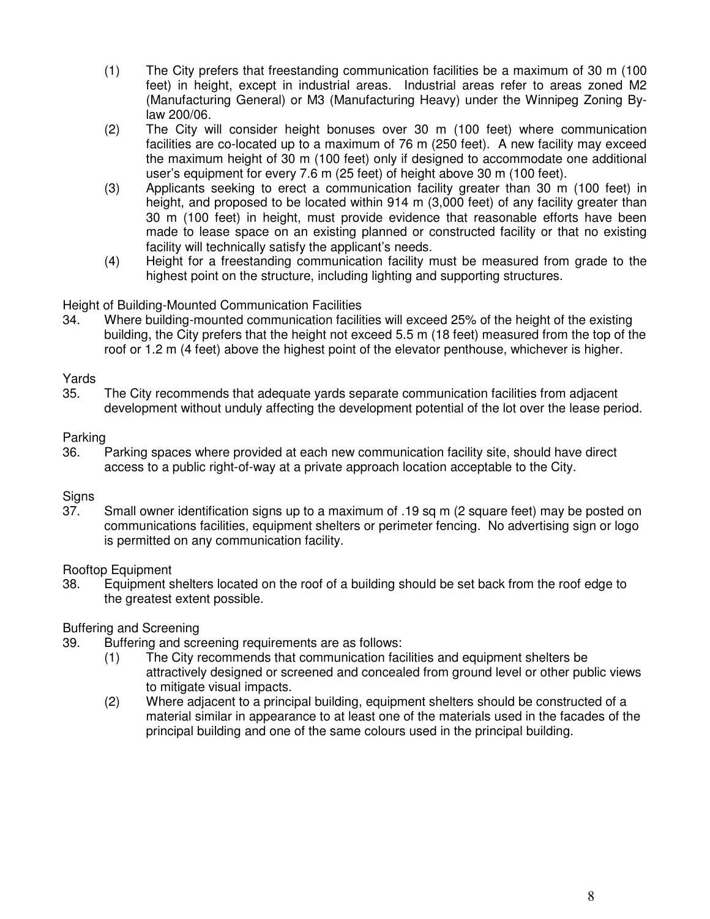(1) The City prefers that freestanding communication facilities be a maximum of 30 m (100 feet) in height, except in industrial areas. Industrial areas refer to areas zoned M2 (Manufacturing General) or M3 (Manufacturing Heavy) under the Winnipeg Zoning By-law 200/06.

(2) The City will consider height bonuses over 30 m (100 feet) where communication facilities are co-located up to a maximum of 76 m (250 feet). A new facility may exceed the maximum height of 30 m (100 feet) only if designed to accommodate one additional user's equipment for every 7.6 m (25 feet) of height above 30 m (100 feet).

(3) Applicants seeking to erect a communication facility greater than 30 m (100 feet) in height, and proposed to be located within 914 m (3,000 feet) of any facility greater than 30 m (100 feet) in height, must provide evidence that reasonable efforts have been made to lease space on an existing planned or constructed facility or that no existing facility will technically satisfy the applicant's needs.

(4) Height for a freestanding communication facility must be measured from grade to the highest point on the structure, including lighting and supporting structures.

Height of Building-Mounted Communication Facilities

34. Where building-mounted communication facilities will exceed 25% of the height of the existing building, the City prefers that the height not exceed 5.5 m (18 feet) measured from the top of the roof or 1.2 m (4 feet) above the highest point of the elevator penthouse, whichever is higher.

Yards

35. The City recommends that adequate yards separate communication facilities from adjacent development without unduly affecting the development potential of the lot over the lease period.

Parking

36. Parking spaces where provided at each new communication facility site, should have direct access to a public right-of-way at a private approach location acceptable to the City.

Signs

37. Small owner identification signs up to a maximum of .19 sq m (2 square feet) may be posted on communications facilities, equipment shelters or perimeter fencing. No advertising sign or logo is permitted on any communication facility.

Rooftop Equipment

38. Equipment shelters located on the roof of a building should be set back from the roof edge to the greatest extent possible.

Buffering and Screening

39. Buffering and screening requirements are as follows:

(1) The City recommends that communication facilities and equipment shelters be attractively designed or screened and concealed from ground level or other public views to mitigate visual impacts.

(2) Where adjacent to a principal building, equipment shelters should be constructed of a material similar in appearance to at least one of the materials used in the facades of the principal building and one of the same colours used in the principal building.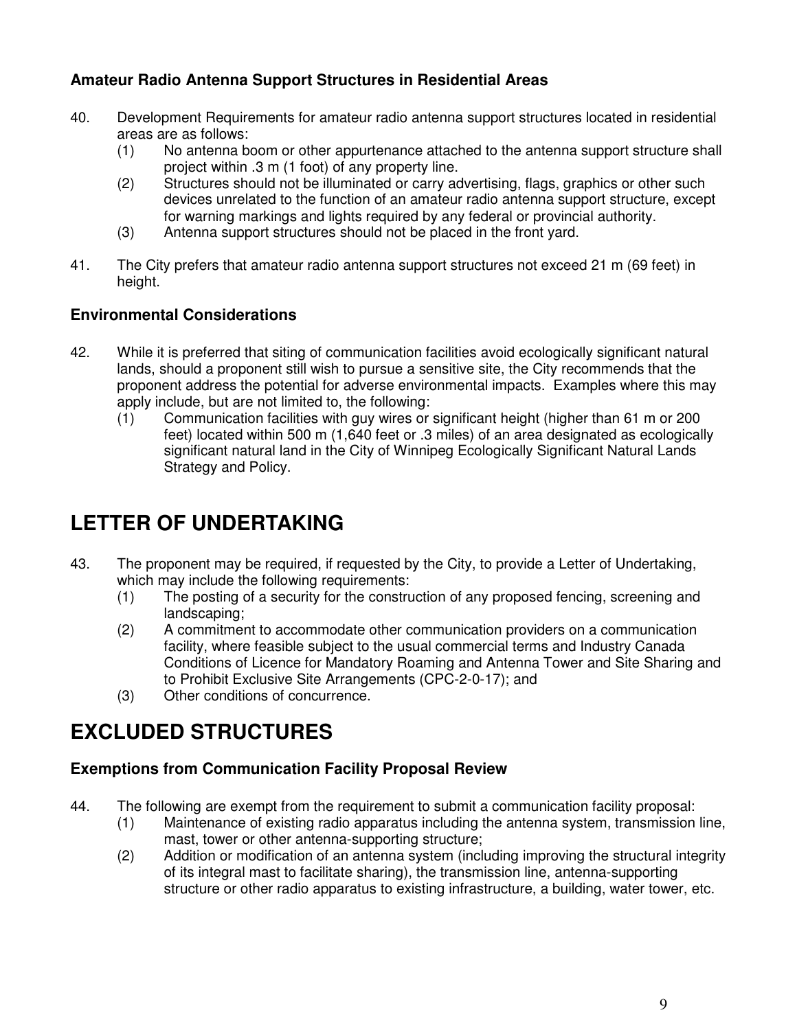### Amateur Radio Antenna Support Structures in Residential Areas

40. Development Requirements for amateur radio antenna support structures located in residential areas are as follows:
    (1) No antenna boom or other appurtenance attached to the antenna support structure shall project within .3 m (1 foot) of any property line.
    (2) Structures should not be illuminated or carry advertising, flags, graphics or other such devices unrelated to the function of an amateur radio antenna support structure, except for warning markings and lights required by any federal or provincial authority.
    (3) Antenna support structures should not be placed in the front yard.

41. The City prefers that amateur radio antenna support structures not exceed 21 m (69 feet) in height.

### Environmental Considerations

42. While it is preferred that siting of communication facilities avoid ecologically significant natural lands, should a proponent still wish to pursue a sensitive site, the City recommends that the proponent address the potential for adverse environmental impacts. Examples where this may apply include, but are not limited to, the following:
    (1) Communication facilities with guy wires or significant height (higher than 61 m or 200 feet) located within 500 m (1,640 feet or .3 miles) of an area designated as ecologically significant natural land in the City of Winnipeg Ecologically Significant Natural Lands Strategy and Policy.

# LETTER OF UNDERTAKING

43. The proponent may be required, if requested by the City, to provide a Letter of Undertaking, which may include the following requirements:
    (1) The posting of a security for the construction of any proposed fencing, screening and landscaping;
    (2) A commitment to accommodate other communication providers on a communication facility, where feasible subject to the usual commercial terms and Industry Canada Conditions of Licence for Mandatory Roaming and Antenna Tower and Site Sharing and to Prohibit Exclusive Site Arrangements (CPC-2-0-17); and
    (3) Other conditions of concurrence.

# EXCLUDED STRUCTURES

### Exemptions from Communication Facility Proposal Review

44. The following are exempt from the requirement to submit a communication facility proposal:
    (1) Maintenance of existing radio apparatus including the antenna system, transmission line, mast, tower or other antenna-supporting structure;
    (2) Addition or modification of an antenna system (including improving the structural integrity of its integral mast to facilitate sharing), the transmission line, antenna-supporting structure or other radio apparatus to existing infrastructure, a building, water tower, etc.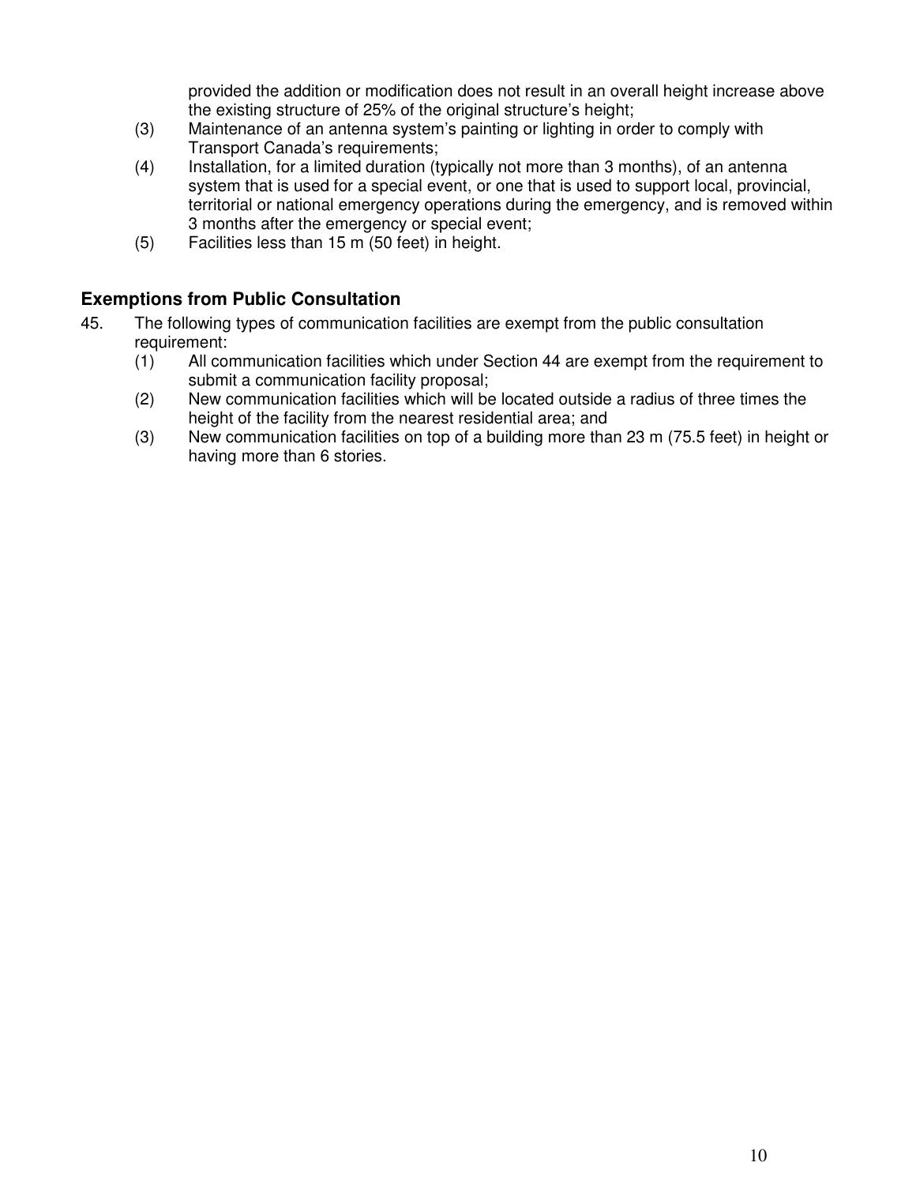provided the addition or modification does not result in an overall height increase above the existing structure of 25% of the original structure's height;

(3) Maintenance of an antenna system's painting or lighting in order to comply with Transport Canada's requirements;

(4) Installation, for a limited duration (typically not more than 3 months), of an antenna system that is used for a special event, or one that is used to support local, provincial, territorial or national emergency operations during the emergency, and is removed within 3 months after the emergency or special event;

(5) Facilities less than 15 m (50 feet) in height.

### Exemptions from Public Consultation

45. The following types of communication facilities are exempt from the public consultation requirement:

    (1) All communication facilities which under Section 44 are exempt from the requirement to submit a communication facility proposal;

    (2) New communication facilities which will be located outside a radius of three times the height of the facility from the nearest residential area; and

    (3) New communication facilities on top of a building more than 23 m (75.5 feet) in height or having more than 6 stories.